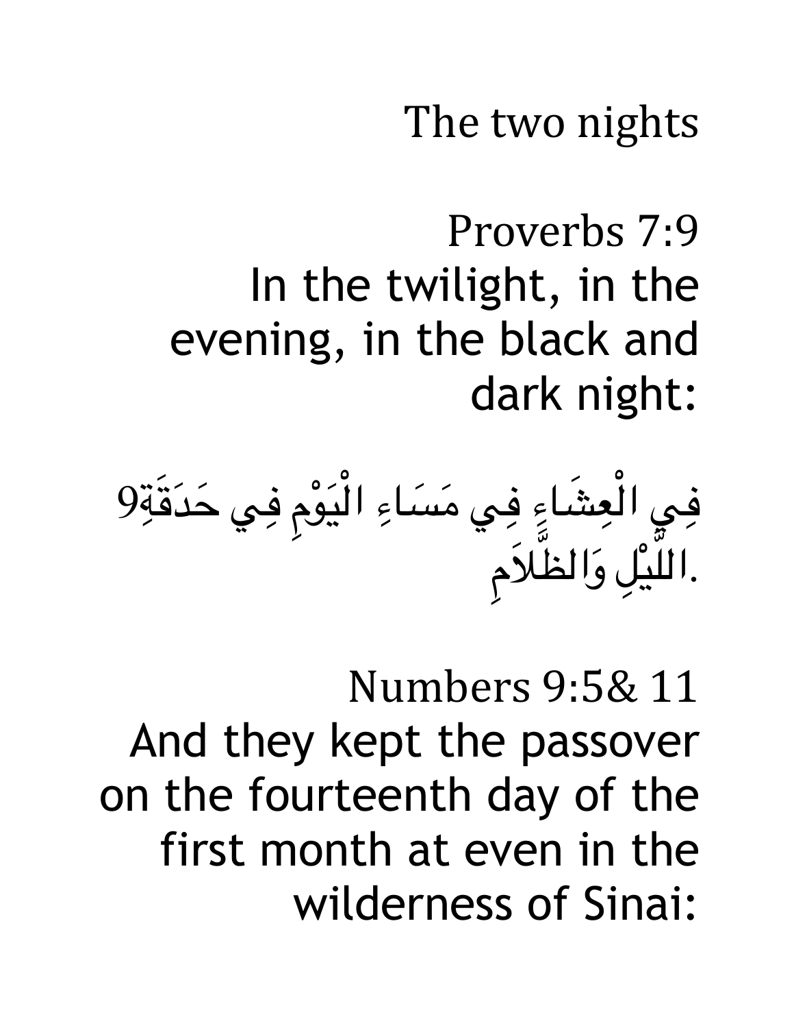# The two nights

Proverbs 7:9
In the twilight, in the evening, in the black and dark night:

9فِي الْعِشَاءِ فِي مَسَاءِ الْيَوْمِ فِي حَدَقَةِ اللَّيْلِ وَالظَّلاَمِ.

Numbers 9:5& 11
And they kept the passover on the fourteenth day of the first month at even in the wilderness of Sinai: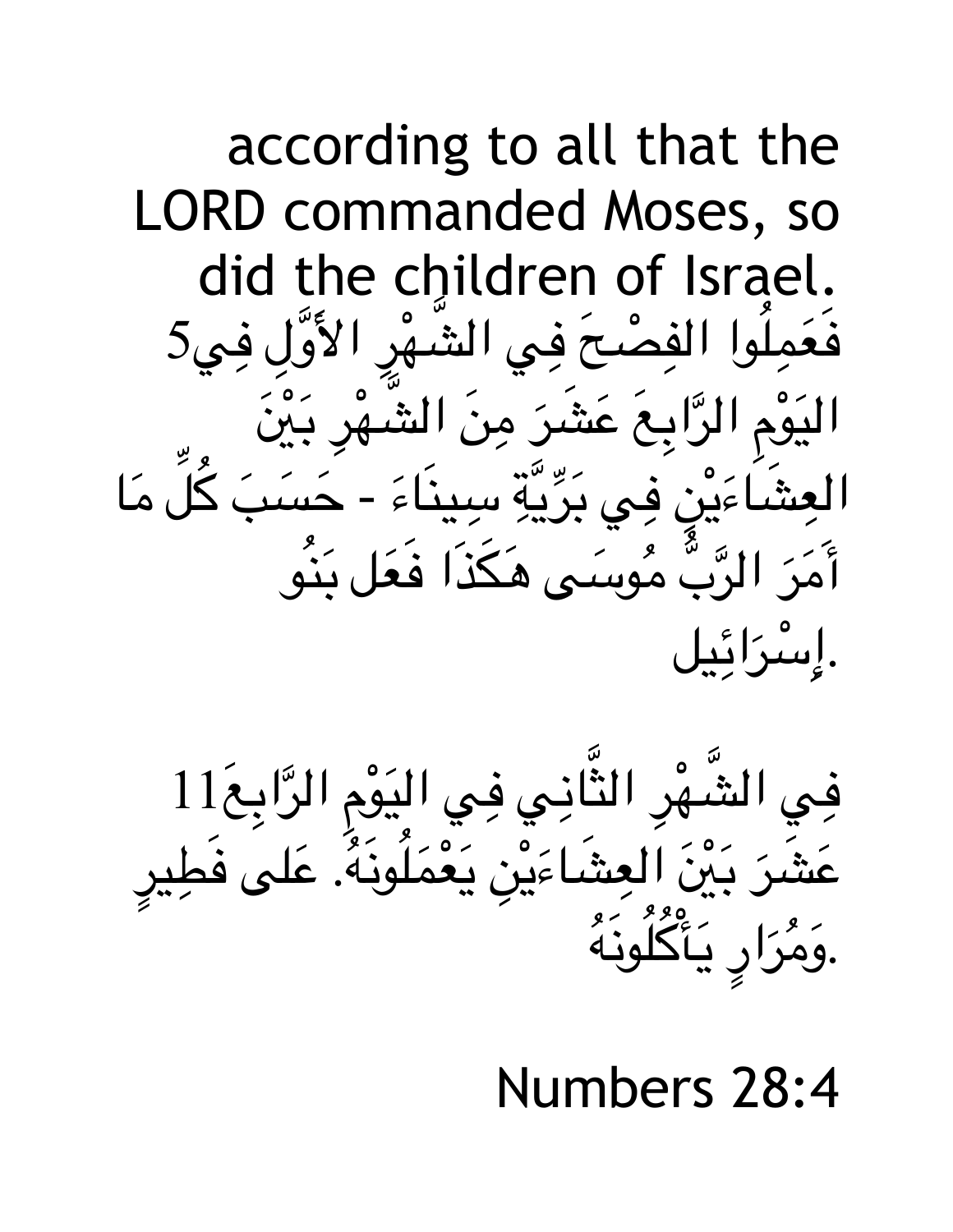according to all that the LORD commanded Moses, so did the children of Israel.

5فَعَمِلُوا الفِصْحَ فِي الشَّهْرِ الأَوَّلِ فِي اليَوْمِ الرَّابِعَ عَشَرَ مِنَ الشَّهْرِ بَيْنَ العِشَاءَيْنِ فِي بَرِّيَّةِ سِينَاءَ - حَسَبَ كُلِّ مَا أَمَرَ الرَّبُّ مُوسَى هَكَذَا فَعَل بَنُو إِسْرَائِيل.

11فِي الشَّهْرِ الثَّانِي فِي اليَوْمِ الرَّابِعَ عَشَرَ بَيْنَ العِشَاءَيْنِ يَعْمَلُونَهُ. عَلى فَطِيرٍ وَمُرَارٍ يَأْكُلُونَهُ.

Numbers 28:4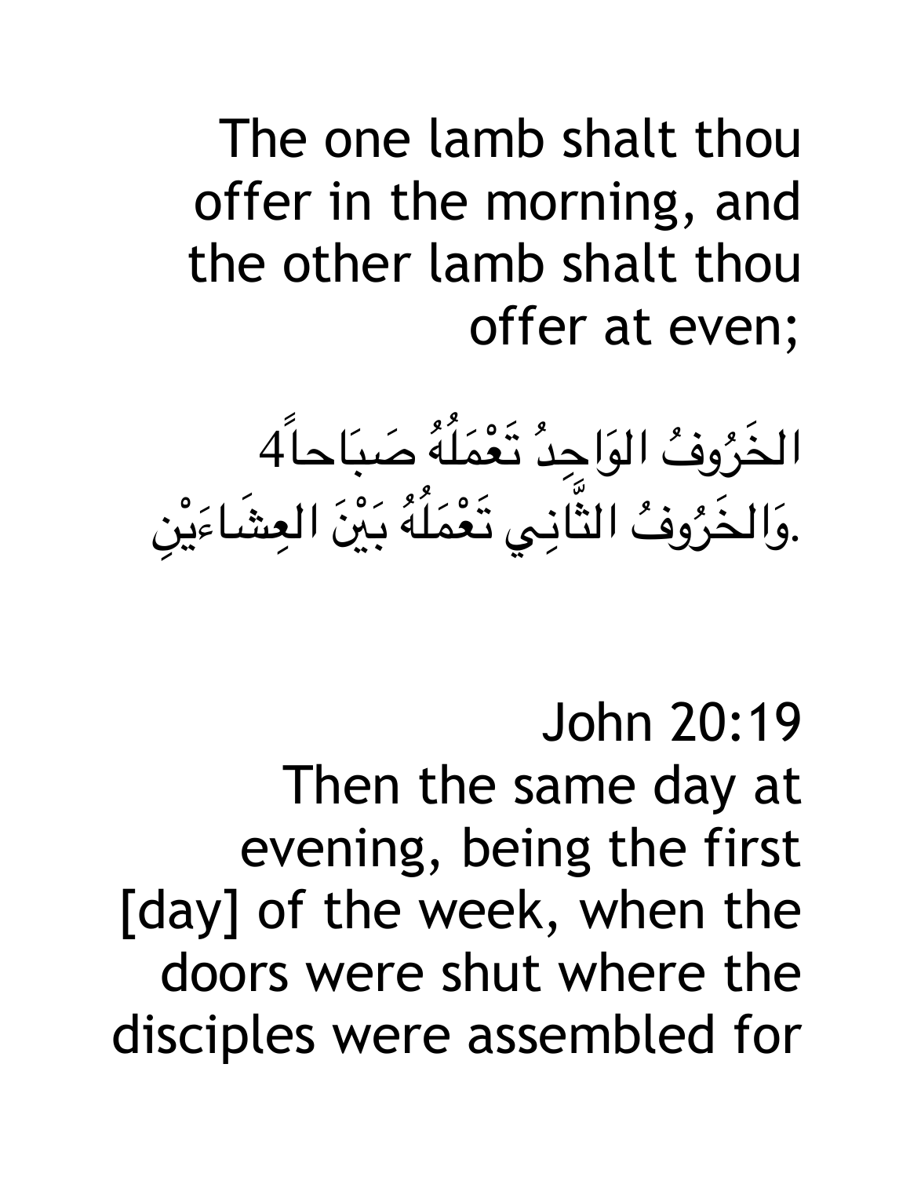The one lamb shalt thou offer in the morning, and the other lamb shalt thou offer at even;

الخَرُوفُ الوَاحِدُ تَعْمَلُهُ صَبَاحاً4 وَالخَرُوفُ الثَّانِي تَعْمَلُهُ بَيْنَ العِشَاءَيْنِ.

John 20:19
Then the same day at evening, being the first [day] of the week, when the doors were shut where the disciples were assembled for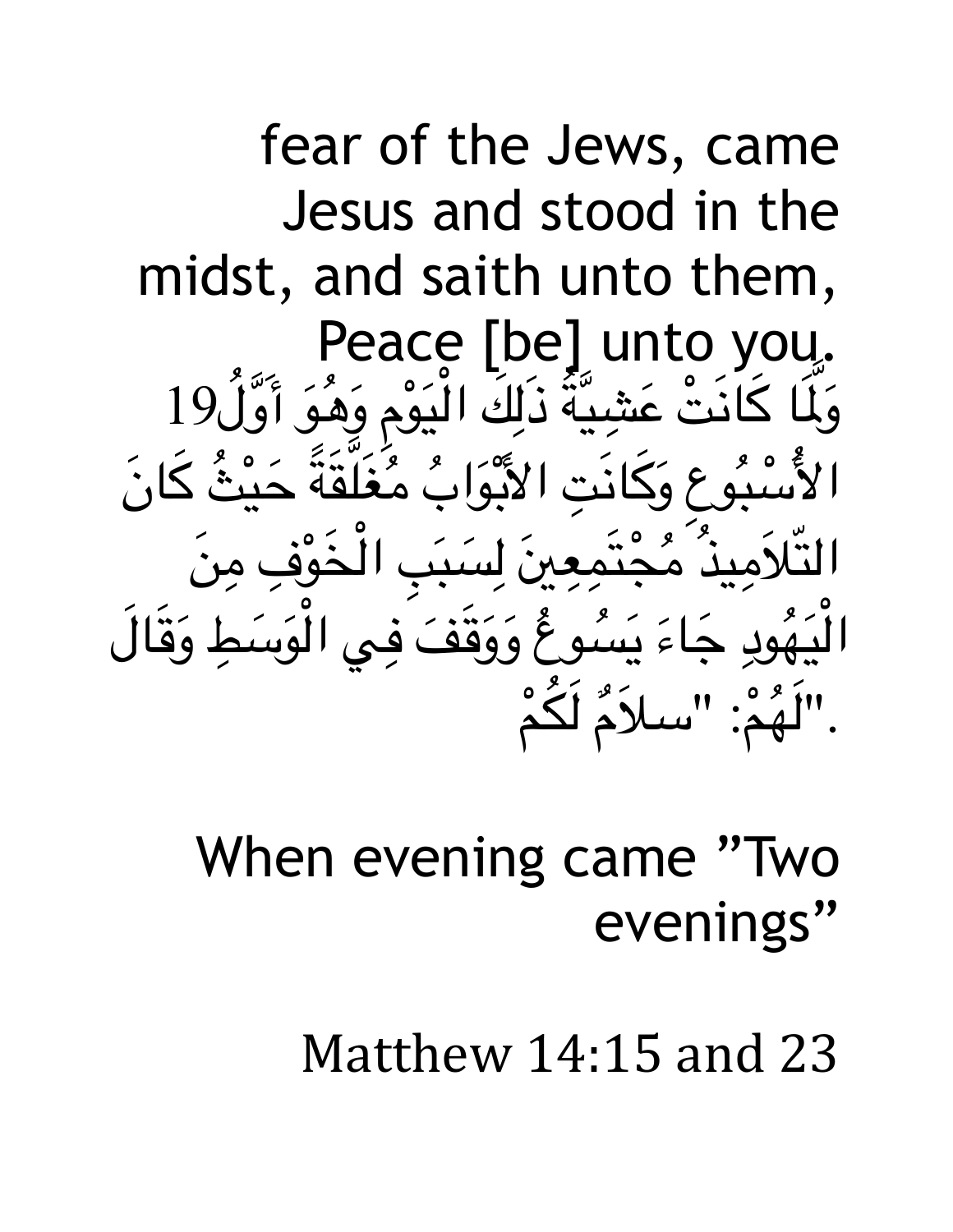fear of the Jews, came Jesus and stood in the midst, and saith unto them, Peace [be] unto you.

19وَلَمَّا كَانَتْ عَشِيَّةُ ذلِكَ الْيَوْمِ وَهُوَ أَوَّلُ الأُسْبُوعِ وَكَانَتِ الأَبْوَابُ مُغَلَّقَةً حَيْثُ كَانَ التّلاَمِيذُ مُجْتَمِعِينَ لِسَبَبِ الْخَوْفِ مِنَ الْيَهُودِ جَاءَ يَسُوعُ وَوَقَفَ فِي الْوَسَطِ وَقَالَ لَهُمْ: "سلاَمٌ لَكُمْ".

When evening came "Two evenings"

Matthew 14:15 and 23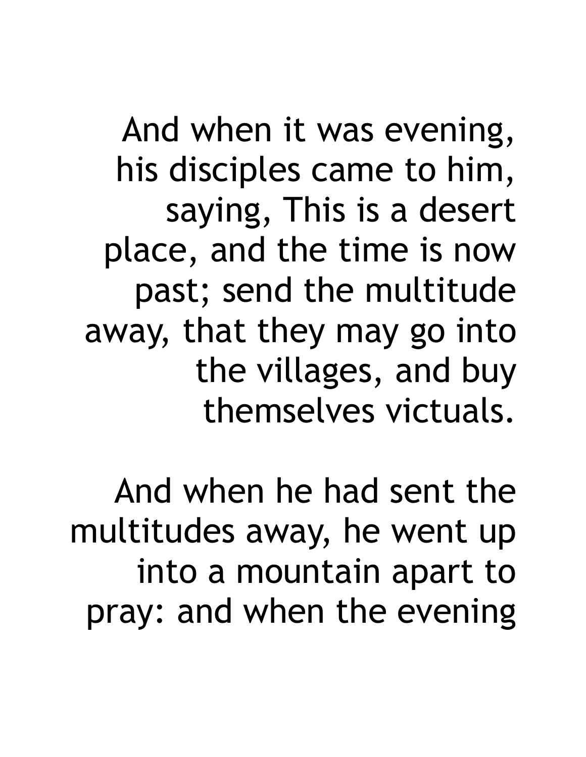And when it was evening, his disciples came to him, saying, This is a desert place, and the time is now past; send the multitude away, that they may go into the villages, and buy themselves victuals.

And when he had sent the multitudes away, he went up into a mountain apart to pray: and when the evening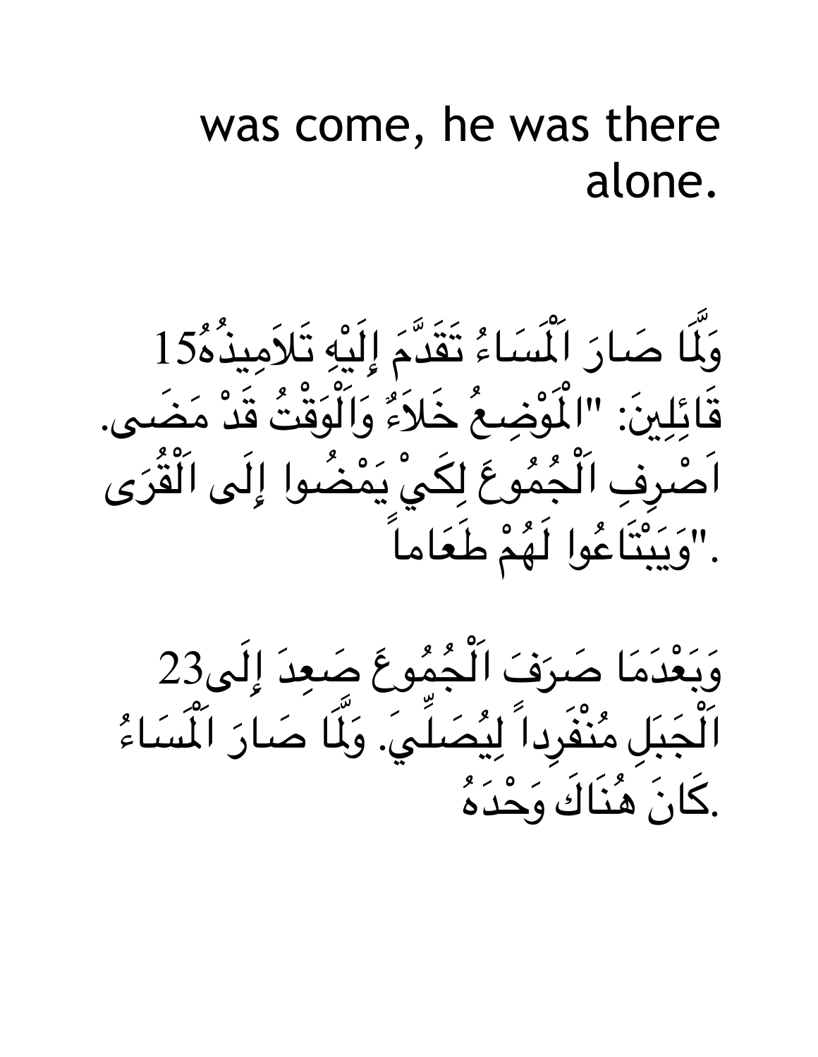was come, he was there alone.

15وَلَمَّا صَارَ اَلْمَسَاءُ تَقَدَّمَ إِلَيْهِ تَلاَمِيذُهُ قَائِلِينَ: "اَلْمَوْضِعُ خَلاَءٌ وَاَلْوَقْتُ قَدْ مَضَى. اَصْرِفِ اَلْجُمُوعَ لِكَيْ يَمْضُوا إِلَى اَلْقُرَى وَيَبْتَاعُوا لَهُمْ طَعَاماً".

23وَبَعْدَمَا صَرَفَ اَلْجُمُوعَ صَعِدَ إِلَى اَلْجَبَلِ مُنْفَرِداً لِيُصَلِّيَ. وَلَمَّا صَارَ اَلْمَسَاءُ كَانَ هُنَاكَ وَحْدَهُ.